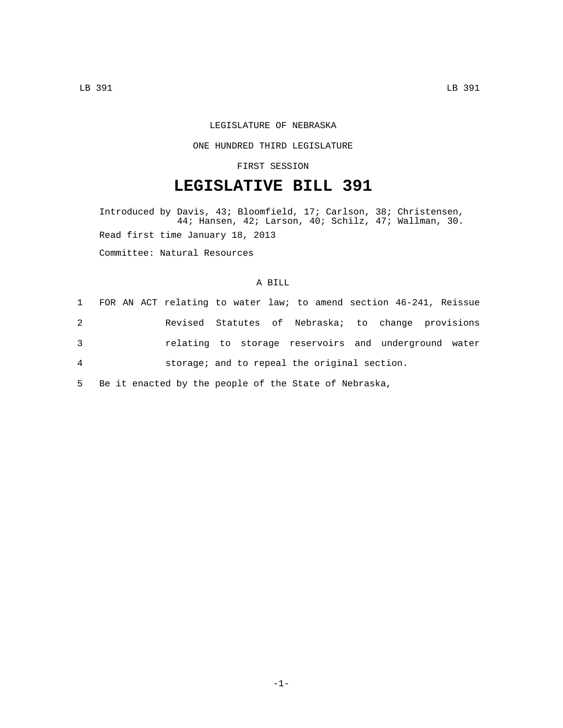LEGISLATURE OF NEBRASKA

ONE HUNDRED THIRD LEGISLATURE

FIRST SESSION

# LEGISLATIVE BILL 391

Introduced by Davis, 43; Bloomfield, 17; Carlson, 38; Christensen, 44; Hansen, 42; Larson, 40; Schilz, 47; Wallman, 30.

Read first time January 18, 2013

Committee: Natural Resources

A BILL

1 FOR AN ACT relating to water law; to amend section 46-241, Reissue
2 Revised Statutes of Nebraska; to change provisions
3 relating to storage reservoirs and underground water
4 storage; and to repeal the original section.
5 Be it enacted by the people of the State of Nebraska,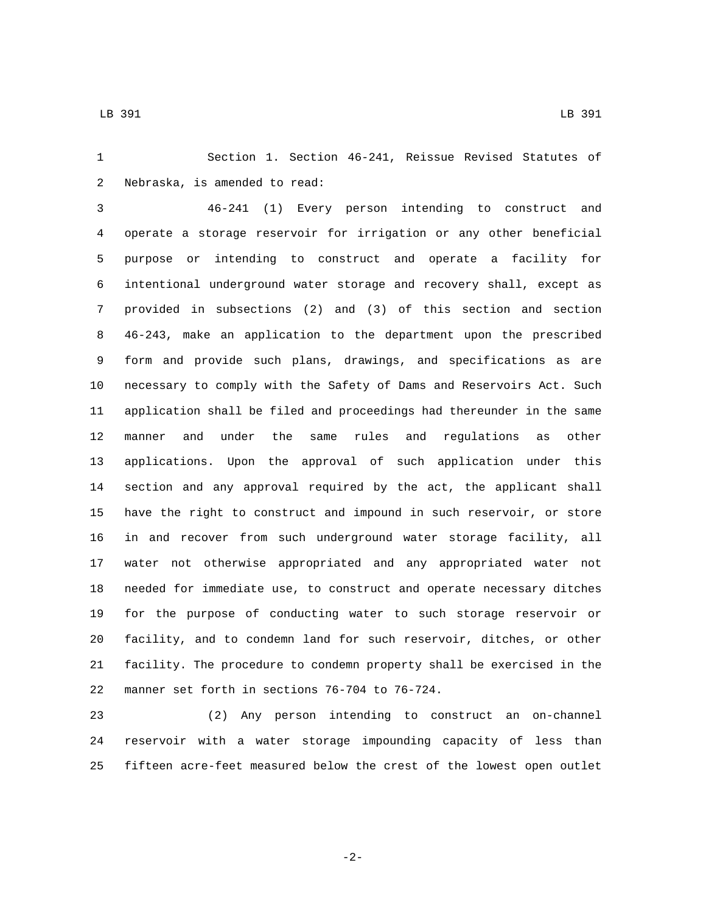Section 1. Section 46-241, Reissue Revised Statutes of Nebraska, is amended to read:

46-241 (1) Every person intending to construct and operate a storage reservoir for irrigation or any other beneficial purpose or intending to construct and operate a facility for intentional underground water storage and recovery shall, except as provided in subsections (2) and (3) of this section and section 46-243, make an application to the department upon the prescribed form and provide such plans, drawings, and specifications as are necessary to comply with the Safety of Dams and Reservoirs Act. Such application shall be filed and proceedings had thereunder in the same manner and under the same rules and regulations as other applications. Upon the approval of such application under this section and any approval required by the act, the applicant shall have the right to construct and impound in such reservoir, or store in and recover from such underground water storage facility, all water not otherwise appropriated and any appropriated water not needed for immediate use, to construct and operate necessary ditches for the purpose of conducting water to such storage reservoir or facility, and to condemn land for such reservoir, ditches, or other facility. The procedure to condemn property shall be exercised in the manner set forth in sections 76-704 to 76-724.

(2) Any person intending to construct an on-channel reservoir with a water storage impounding capacity of less than fifteen acre-feet measured below the crest of the lowest open outlet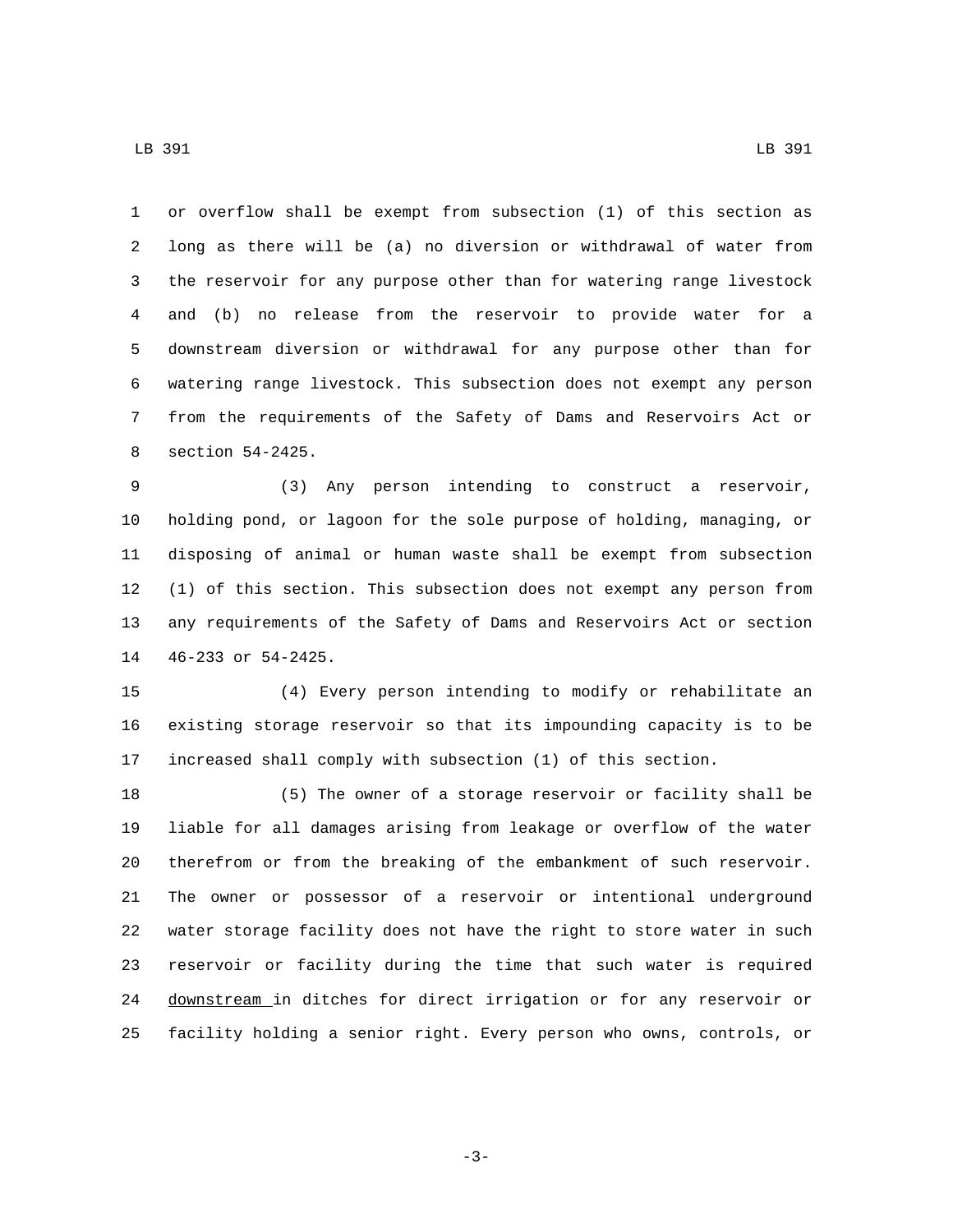or overflow shall be exempt from subsection (1) of this section as long as there will be (a) no diversion or withdrawal of water from the reservoir for any purpose other than for watering range livestock and (b) no release from the reservoir to provide water for a downstream diversion or withdrawal for any purpose other than for watering range livestock. This subsection does not exempt any person from the requirements of the Safety of Dams and Reservoirs Act or section 54-2425.

(3) Any person intending to construct a reservoir, holding pond, or lagoon for the sole purpose of holding, managing, or disposing of animal or human waste shall be exempt from subsection (1) of this section. This subsection does not exempt any person from any requirements of the Safety of Dams and Reservoirs Act or section 46-233 or 54-2425.

(4) Every person intending to modify or rehabilitate an existing storage reservoir so that its impounding capacity is to be increased shall comply with subsection (1) of this section.

(5) The owner of a storage reservoir or facility shall be liable for all damages arising from leakage or overflow of the water therefrom or from the breaking of the embankment of such reservoir. The owner or possessor of a reservoir or intentional underground water storage facility does not have the right to store water in such reservoir or facility during the time that such water is required downstream in ditches for direct irrigation or for any reservoir or facility holding a senior right. Every person who owns, controls, or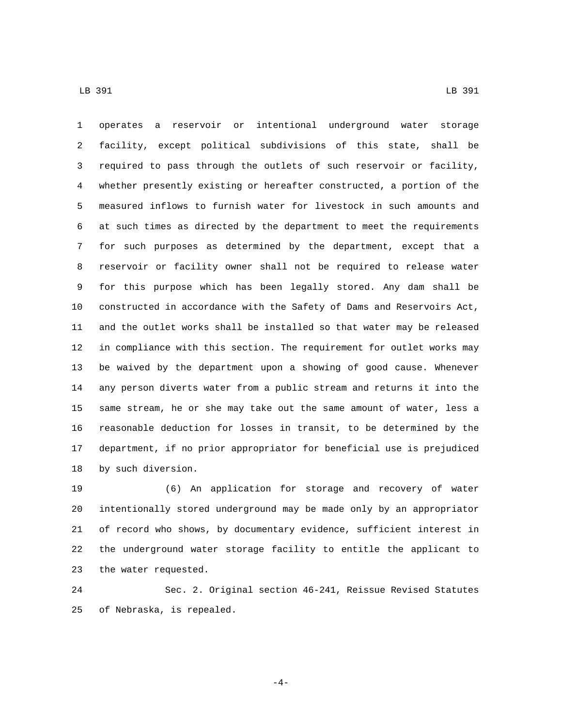operates a reservoir or intentional underground water storage facility, except political subdivisions of this state, shall be required to pass through the outlets of such reservoir or facility, whether presently existing or hereafter constructed, a portion of the measured inflows to furnish water for livestock in such amounts and at such times as directed by the department to meet the requirements for such purposes as determined by the department, except that a reservoir or facility owner shall not be required to release water for this purpose which has been legally stored. Any dam shall be constructed in accordance with the Safety of Dams and Reservoirs Act, and the outlet works shall be installed so that water may be released in compliance with this section. The requirement for outlet works may be waived by the department upon a showing of good cause. Whenever any person diverts water from a public stream and returns it into the same stream, he or she may take out the same amount of water, less a reasonable deduction for losses in transit, to be determined by the department, if no prior appropriator for beneficial use is prejudiced by such diversion.

(6) An application for storage and recovery of water intentionally stored underground may be made only by an appropriator of record who shows, by documentary evidence, sufficient interest in the underground water storage facility to entitle the applicant to the water requested.

Sec. 2. Original section 46-241, Reissue Revised Statutes of Nebraska, is repealed.